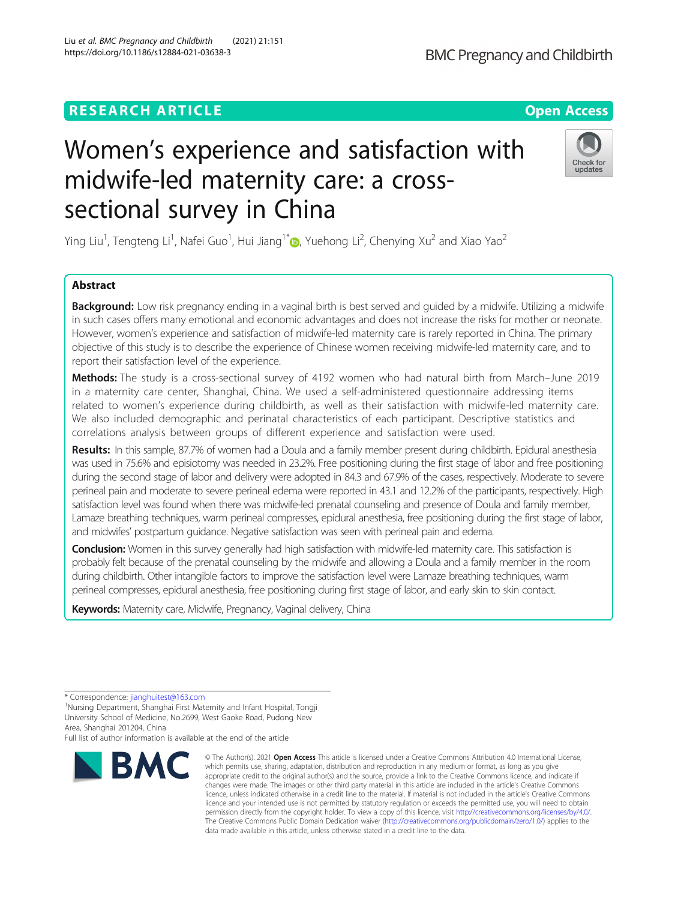RESEARCH ARTICLE

Open Access

# Women's experience and satisfaction with midwife-led maternity care: a cross-sectional survey in China

Ying Liu[1], Tengteng Li[1], Nafei Guo[1], Hui Jiang[1*], Yuehong Li[2], Chenying Xu[2] and Xiao Yao[2]

## Abstract

**Background:** Low risk pregnancy ending in a vaginal birth is best served and guided by a midwife. Utilizing a midwife in such cases offers many emotional and economic advantages and does not increase the risks for mother or neonate. However, women's experience and satisfaction of midwife-led maternity care is rarely reported in China. The primary objective of this study is to describe the experience of Chinese women receiving midwife-led maternity care, and to report their satisfaction level of the experience.

**Methods:** The study is a cross-sectional survey of 4192 women who had natural birth from March–June 2019 in a maternity care center, Shanghai, China. We used a self-administered questionnaire addressing items related to women's experience during childbirth, as well as their satisfaction with midwife-led maternity care. We also included demographic and perinatal characteristics of each participant. Descriptive statistics and correlations analysis between groups of different experience and satisfaction were used.

**Results:** In this sample, 87.7% of women had a Doula and a family member present during childbirth. Epidural anesthesia was used in 75.6% and episiotomy was needed in 23.2%. Free positioning during the first stage of labor and free positioning during the second stage of labor and delivery were adopted in 84.3 and 67.9% of the cases, respectively. Moderate to severe perineal pain and moderate to severe perineal edema were reported in 43.1 and 12.2% of the participants, respectively. High satisfaction level was found when there was midwife-led prenatal counseling and presence of Doula and family member, Lamaze breathing techniques, warm perineal compresses, epidural anesthesia, free positioning during the first stage of labor, and midwifes' postpartum guidance. Negative satisfaction was seen with perineal pain and edema.

**Conclusion:** Women in this survey generally had high satisfaction with midwife-led maternity care. This satisfaction is probably felt because of the prenatal counseling by the midwife and allowing a Doula and a family member in the room during childbirth. Other intangible factors to improve the satisfaction level were Lamaze breathing techniques, warm perineal compresses, epidural anesthesia, free positioning during first stage of labor, and early skin to skin contact.

**Keywords:** Maternity care, Midwife, Pregnancy, Vaginal delivery, China

\* Correspondence: jianghuitest@163.com

[1]Nursing Department, Shanghai First Maternity and Infant Hospital, Tongji University School of Medicine, No.2699, West Gaoke Road, Pudong New Area, Shanghai 201204, China

Full list of author information is available at the end of the article

© The Author(s). 2021 **Open Access** This article is licensed under a Creative Commons Attribution 4.0 International License, which permits use, sharing, adaptation, distribution and reproduction in any medium or format, as long as you give appropriate credit to the original author(s) and the source, provide a link to the Creative Commons licence, and indicate if changes were made. The images or other third party material in this article are included in the article's Creative Commons licence, unless indicated otherwise in a credit line to the material. If material is not included in the article's Creative Commons licence and your intended use is not permitted by statutory regulation or exceeds the permitted use, you will need to obtain permission directly from the copyright holder. To view a copy of this licence, visit http://creativecommons.org/licenses/by/4.0/. The Creative Commons Public Domain Dedication waiver (http://creativecommons.org/publicdomain/zero/1.0/) applies to the data made available in this article, unless otherwise stated in a credit line to the data.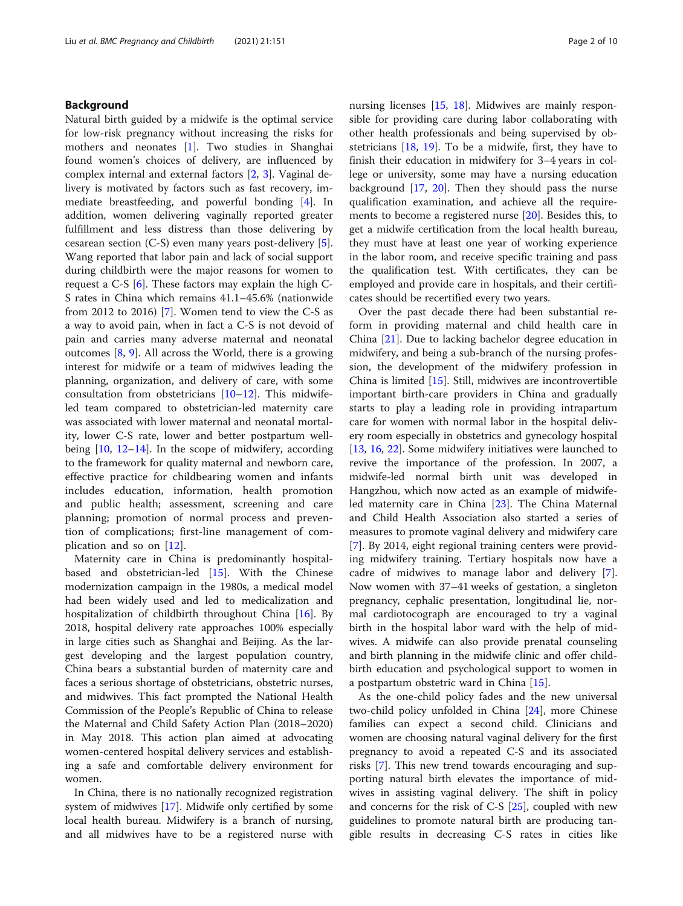## Background

Natural birth guided by a midwife is the optimal service for low-risk pregnancy without increasing the risks for mothers and neonates [1]. Two studies in Shanghai found women's choices of delivery, are influenced by complex internal and external factors [2, 3]. Vaginal delivery is motivated by factors such as fast recovery, immediate breastfeeding, and powerful bonding [4]. In addition, women delivering vaginally reported greater fulfillment and less distress than those delivering by cesarean section (C-S) even many years post-delivery [5]. Wang reported that labor pain and lack of social support during childbirth were the major reasons for women to request a C-S [6]. These factors may explain the high C-S rates in China which remains 41.1–45.6% (nationwide from 2012 to 2016) [7]. Women tend to view the C-S as a way to avoid pain, when in fact a C-S is not devoid of pain and carries many adverse maternal and neonatal outcomes [8, 9]. All across the World, there is a growing interest for midwife or a team of midwives leading the planning, organization, and delivery of care, with some consultation from obstetricians [10–12]. This midwife-led team compared to obstetrician-led maternity care was associated with lower maternal and neonatal mortality, lower C-S rate, lower and better postpartum well-being [10, 12–14]. In the scope of midwifery, according to the framework for quality maternal and newborn care, effective practice for childbearing women and infants includes education, information, health promotion and public health; assessment, screening and care planning; promotion of normal process and prevention of complications; first-line management of complication and so on [12].

Maternity care in China is predominantly hospital-based and obstetrician-led [15]. With the Chinese modernization campaign in the 1980s, a medical model had been widely used and led to medicalization and hospitalization of childbirth throughout China [16]. By 2018, hospital delivery rate approaches 100% especially in large cities such as Shanghai and Beijing. As the largest developing and the largest population country, China bears a substantial burden of maternity care and faces a serious shortage of obstetricians, obstetric nurses, and midwives. This fact prompted the National Health Commission of the People's Republic of China to release the Maternal and Child Safety Action Plan (2018–2020) in May 2018. This action plan aimed at advocating women-centered hospital delivery services and establishing a safe and comfortable delivery environment for women.

In China, there is no nationally recognized registration system of midwives [17]. Midwife only certified by some local health bureau. Midwifery is a branch of nursing, and all midwives have to be a registered nurse with nursing licenses [15, 18]. Midwives are mainly responsible for providing care during labor collaborating with other health professionals and being supervised by obstetricians [18, 19]. To be a midwife, first, they have to finish their education in midwifery for 3–4 years in college or university, some may have a nursing education background [17, 20]. Then they should pass the nurse qualification examination, and achieve all the requirements to become a registered nurse [20]. Besides this, to get a midwife certification from the local health bureau, they must have at least one year of working experience in the labor room, and receive specific training and pass the qualification test. With certificates, they can be employed and provide care in hospitals, and their certificates should be recertified every two years.

Over the past decade there had been substantial reform in providing maternal and child health care in China [21]. Due to lacking bachelor degree education in midwifery, and being a sub-branch of the nursing profession, the development of the midwifery profession in China is limited [15]. Still, midwives are incontrovertible important birth-care providers in China and gradually starts to play a leading role in providing intrapartum care for women with normal labor in the hospital delivery room especially in obstetrics and gynecology hospital [13, 16, 22]. Some midwifery initiatives were launched to revive the importance of the profession. In 2007, a midwife-led normal birth unit was developed in Hangzhou, which now acted as an example of midwife-led maternity care in China [23]. The China Maternal and Child Health Association also started a series of measures to promote vaginal delivery and midwifery care [7]. By 2014, eight regional training centers were providing midwifery training. Tertiary hospitals now have a cadre of midwives to manage labor and delivery [7]. Now women with 37–41 weeks of gestation, a singleton pregnancy, cephalic presentation, longitudinal lie, normal cardiotocograph are encouraged to try a vaginal birth in the hospital labor ward with the help of midwives. A midwife can also provide prenatal counseling and birth planning in the midwife clinic and offer childbirth education and psychological support to women in a postpartum obstetric ward in China [15].

As the one-child policy fades and the new universal two-child policy unfolded in China [24], more Chinese families can expect a second child. Clinicians and women are choosing natural vaginal delivery for the first pregnancy to avoid a repeated C-S and its associated risks [7]. This new trend towards encouraging and supporting natural birth elevates the importance of midwives in assisting vaginal delivery. The shift in policy and concerns for the risk of C-S [25], coupled with new guidelines to promote natural birth are producing tangible results in decreasing C-S rates in cities like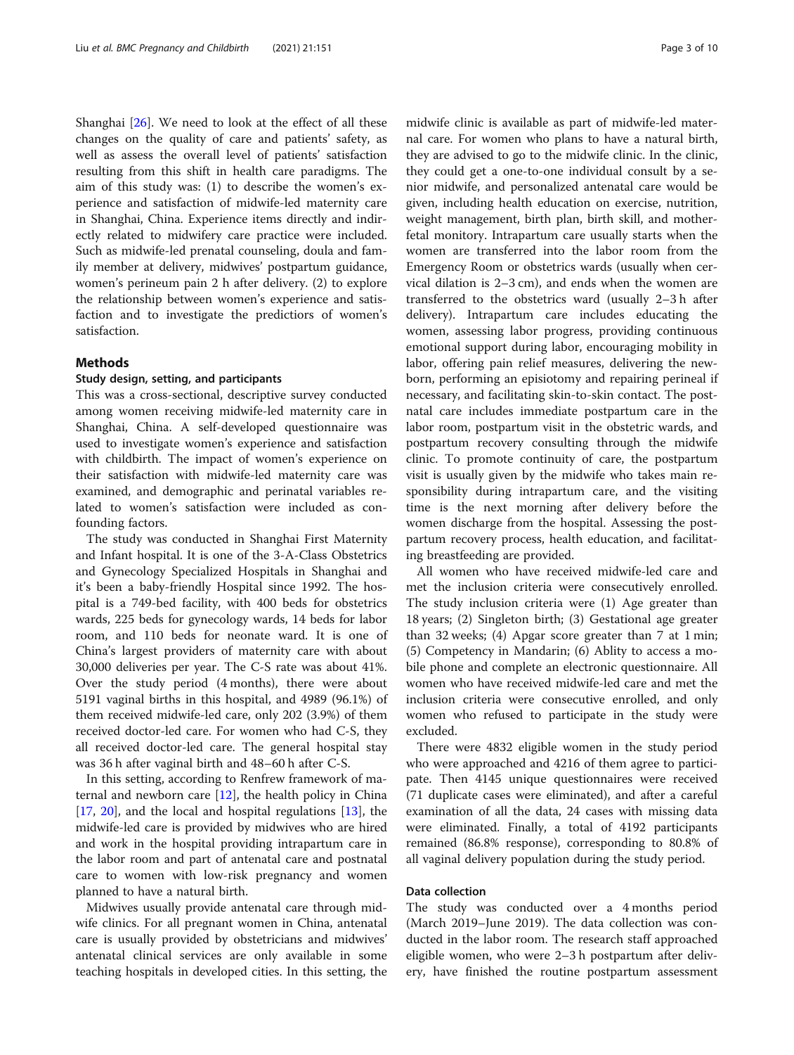Shanghai [26]. We need to look at the effect of all these changes on the quality of care and patients' safety, as well as assess the overall level of patients' satisfaction resulting from this shift in health care paradigms. The aim of this study was: (1) to describe the women's experience and satisfaction of midwife-led maternity care in Shanghai, China. Experience items directly and indirectly related to midwifery care practice were included. Such as midwife-led prenatal counseling, doula and family member at delivery, midwives' postpartum guidance, women's perineum pain 2 h after delivery. (2) to explore the relationship between women's experience and satisfaction and to investigate the predictors of women's satisfaction.

## Methods

### Study design, setting, and participants

This was a cross-sectional, descriptive survey conducted among women receiving midwife-led maternity care in Shanghai, China. A self-developed questionnaire was used to investigate women's experience and satisfaction with childbirth. The impact of women's experience on their satisfaction with midwife-led maternity care was examined, and demographic and perinatal variables related to women's satisfaction were included as confounding factors.

The study was conducted in Shanghai First Maternity and Infant hospital. It is one of the 3-A-Class Obstetrics and Gynecology Specialized Hospitals in Shanghai and it's been a baby-friendly Hospital since 1992. The hospital is a 749-bed facility, with 400 beds for obstetrics wards, 225 beds for gynecology wards, 14 beds for labor room, and 110 beds for neonate ward. It is one of China's largest providers of maternity care with about 30,000 deliveries per year. The C-S rate was about 41%. Over the study period (4 months), there were about 5191 vaginal births in this hospital, and 4989 (96.1%) of them received midwife-led care, only 202 (3.9%) of them received doctor-led care. For women who had C-S, they all received doctor-led care. The general hospital stay was 36 h after vaginal birth and 48–60 h after C-S.

In this setting, according to Renfrew framework of maternal and newborn care [12], the health policy in China [17, 20], and the local and hospital regulations [13], the midwife-led care is provided by midwives who are hired and work in the hospital providing intrapartum care in the labor room and part of antenatal care and postnatal care to women with low-risk pregnancy and women planned to have a natural birth.

Midwives usually provide antenatal care through midwife clinics. For all pregnant women in China, antenatal care is usually provided by obstetricians and midwives' antenatal clinical services are only available in some teaching hospitals in developed cities. In this setting, the midwife clinic is available as part of midwife-led maternal care. For women who plans to have a natural birth, they are advised to go to the midwife clinic. In the clinic, they could get a one-to-one individual consult by a senior midwife, and personalized antenatal care would be given, including health education on exercise, nutrition, weight management, birth plan, birth skill, and mother-fetal monitory. Intrapartum care usually starts when the women are transferred into the labor room from the Emergency Room or obstetrics wards (usually when cervical dilation is 2–3 cm), and ends when the women are transferred to the obstetrics ward (usually 2–3 h after delivery). Intrapartum care includes educating the women, assessing labor progress, providing continuous emotional support during labor, encouraging mobility in labor, offering pain relief measures, delivering the newborn, performing an episiotomy and repairing perineal if necessary, and facilitating skin-to-skin contact. The postnatal care includes immediate postpartum care in the labor room, postpartum visit in the obstetric wards, and postpartum recovery consulting through the midwife clinic. To promote continuity of care, the postpartum visit is usually given by the midwife who takes main responsibility during intrapartum care, and the visiting time is the next morning after delivery before the women discharge from the hospital. Assessing the postpartum recovery process, health education, and facilitating breastfeeding are provided.

All women who have received midwife-led care and met the inclusion criteria were consecutively enrolled. The study inclusion criteria were (1) Age greater than 18 years; (2) Singleton birth; (3) Gestational age greater than 32 weeks; (4) Apgar score greater than 7 at 1 min; (5) Competency in Mandarin; (6) Ablity to access a mobile phone and complete an electronic questionnaire. All women who have received midwife-led care and met the inclusion criteria were consecutive enrolled, and only women who refused to participate in the study were excluded.

There were 4832 eligible women in the study period who were approached and 4216 of them agree to participate. Then 4145 unique questionnaires were received (71 duplicate cases were eliminated), and after a careful examination of all the data, 24 cases with missing data were eliminated. Finally, a total of 4192 participants remained (86.8% response), corresponding to 80.8% of all vaginal delivery population during the study period.

### Data collection

The study was conducted over a 4 months period (March 2019–June 2019). The data collection was conducted in the labor room. The research staff approached eligible women, who were 2–3 h postpartum after delivery, have finished the routine postpartum assessment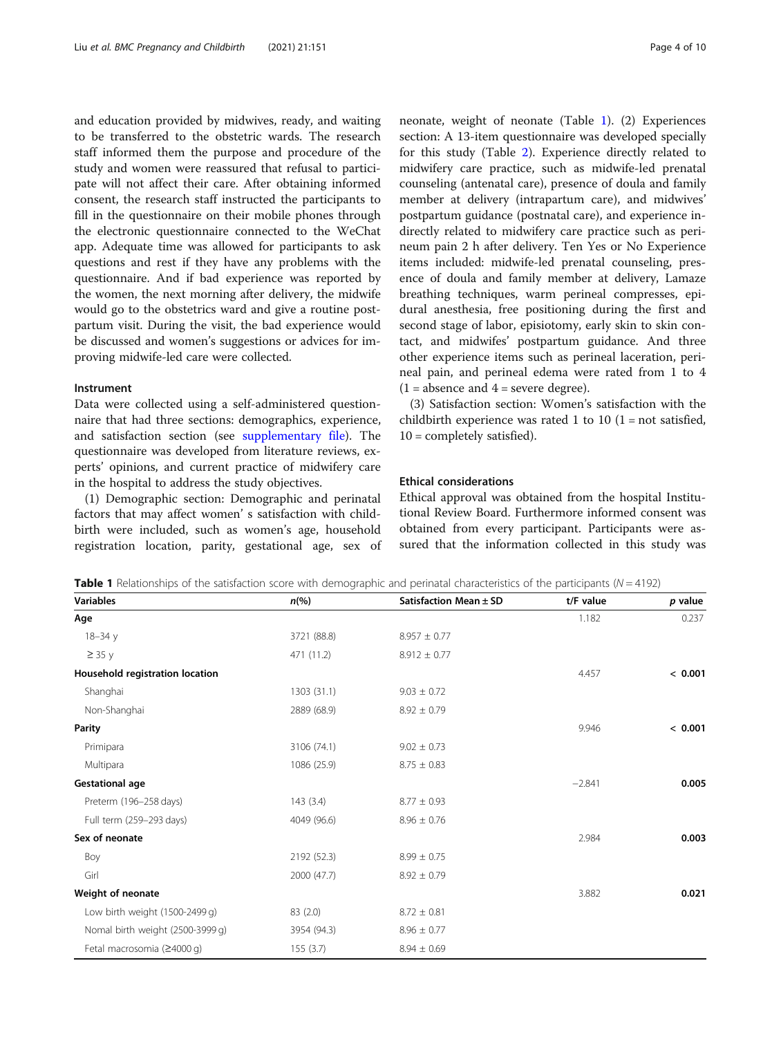and education provided by midwives, ready, and waiting to be transferred to the obstetric wards. The research staff informed them the purpose and procedure of the study and women were reassured that refusal to participate will not affect their care. After obtaining informed consent, the research staff instructed the participants to fill in the questionnaire on their mobile phones through the electronic questionnaire connected to the WeChat app. Adequate time was allowed for participants to ask questions and rest if they have any problems with the questionnaire. And if bad experience was reported by the women, the next morning after delivery, the midwife would go to the obstetrics ward and give a routine postpartum visit. During the visit, the bad experience would be discussed and women's suggestions or advices for improving midwife-led care were collected.

### Instrument

Data were collected using a self-administered questionnaire that had three sections: demographics, experience, and satisfaction section (see supplementary file). The questionnaire was developed from literature reviews, experts' opinions, and current practice of midwifery care in the hospital to address the study objectives.

(1) Demographic section: Demographic and perinatal factors that may affect women' s satisfaction with childbirth were included, such as women's age, household registration location, parity, gestational age, sex of neonate, weight of neonate (Table 1). (2) Experiences section: A 13-item questionnaire was developed specially for this study (Table 2). Experience directly related to midwifery care practice, such as midwife-led prenatal counseling (antenatal care), presence of doula and family member at delivery (intrapartum care), and midwives' postpartum guidance (postnatal care), and experience indirectly related to midwifery care practice such as perineum pain 2 h after delivery. Ten Yes or No Experience items included: midwife-led prenatal counseling, presence of doula and family member at delivery, Lamaze breathing techniques, warm perineal compresses, epidural anesthesia, free positioning during the first and second stage of labor, episiotomy, early skin to skin contact, and midwifes' postpartum guidance. And three other experience items such as perineal laceration, perineal pain, and perineal edema were rated from 1 to 4 (1 = absence and 4 = severe degree).

(3) Satisfaction section: Women's satisfaction with the childbirth experience was rated 1 to 10 (1 = not satisfied, 10 = completely satisfied).

### Ethical considerations

Ethical approval was obtained from the hospital Institutional Review Board. Furthermore informed consent was obtained from every participant. Participants were assured that the information collected in this study was

**Table 1** Relationships of the satisfaction score with demographic and perinatal characteristics of the participants ($N = 4192$)

| Variables | n(%) | Satisfaction Mean ± SD | t/F value | p value |
|---|---|---|---|---|
| **Age** | | | 1.182 | 0.237 |
| 18–34 y | 3721 (88.8) | 8.957 ± 0.77 | | |
| ≥ 35 y | 471 (11.2) | 8.912 ± 0.77 | | |
| **Household registration location** | | | 4.457 | **< 0.001** |
| Shanghai | 1303 (31.1) | 9.03 ± 0.72 | | |
| Non-Shanghai | 2889 (68.9) | 8.92 ± 0.79 | | |
| **Parity** | | | 9.946 | **< 0.001** |
| Primipara | 3106 (74.1) | 9.02 ± 0.73 | | |
| Multipara | 1086 (25.9) | 8.75 ± 0.83 | | |
| **Gestational age** | | | −2.841 | **0.005** |
| Preterm (196–258 days) | 143 (3.4) | 8.77 ± 0.93 | | |
| Full term (259–293 days) | 4049 (96.6) | 8.96 ± 0.76 | | |
| **Sex of neonate** | | | 2.984 | **0.003** |
| Boy | 2192 (52.3) | 8.99 ± 0.75 | | |
| Girl | 2000 (47.7) | 8.92 ± 0.79 | | |
| **Weight of neonate** | | | 3.882 | **0.021** |
| Low birth weight (1500-2499 g) | 83 (2.0) | 8.72 ± 0.81 | | |
| Nomal birth weight (2500-3999 g) | 3954 (94.3) | 8.96 ± 0.77 | | |
| Fetal macrosomia (≥4000 g) | 155 (3.7) | 8.94 ± 0.69 | | |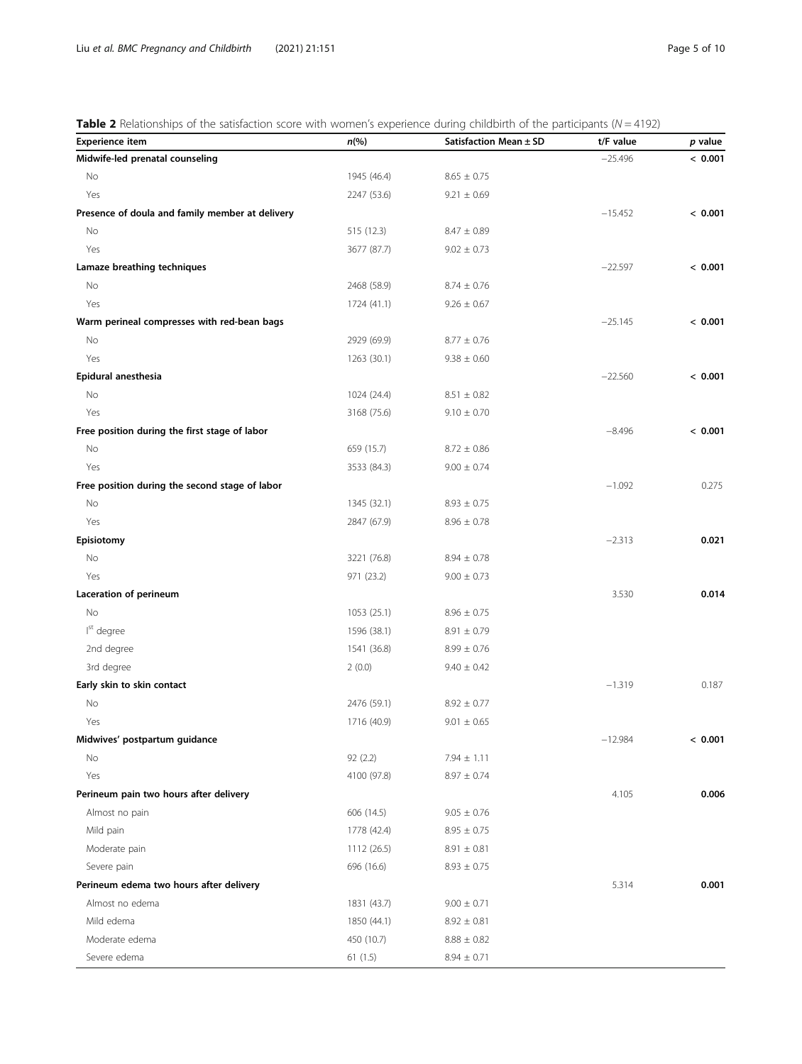**Table 2** Relationships of the satisfaction score with women's experience during childbirth of the participants ($N = 4192$)

| Experience item | *n*(%) | Satisfaction Mean ± SD | t/F value | *p* value |
|---|---|---|---|---|
| **Midwife-led prenatal counseling** | | | −25.496 | **< 0.001** |
| No | 1945 (46.4) | 8.65 ± 0.75 | | |
| Yes | 2247 (53.6) | 9.21 ± 0.69 | | |
| **Presence of doula and family member at delivery** | | | −15.452 | **< 0.001** |
| No | 515 (12.3) | 8.47 ± 0.89 | | |
| Yes | 3677 (87.7) | 9.02 ± 0.73 | | |
| **Lamaze breathing techniques** | | | −22.597 | **< 0.001** |
| No | 2468 (58.9) | 8.74 ± 0.76 | | |
| Yes | 1724 (41.1) | 9.26 ± 0.67 | | |
| **Warm perineal compresses with red-bean bags** | | | −25.145 | **< 0.001** |
| No | 2929 (69.9) | 8.77 ± 0.76 | | |
| Yes | 1263 (30.1) | 9.38 ± 0.60 | | |
| **Epidural anesthesia** | | | −22.560 | **< 0.001** |
| No | 1024 (24.4) | 8.51 ± 0.82 | | |
| Yes | 3168 (75.6) | 9.10 ± 0.70 | | |
| **Free position during the first stage of labor** | | | −8.496 | **< 0.001** |
| No | 659 (15.7) | 8.72 ± 0.86 | | |
| Yes | 3533 (84.3) | 9.00 ± 0.74 | | |
| **Free position during the second stage of labor** | | | −1.092 | 0.275 |
| No | 1345 (32.1) | 8.93 ± 0.75 | | |
| Yes | 2847 (67.9) | 8.96 ± 0.78 | | |
| **Episiotomy** | | | −2.313 | **0.021** |
| No | 3221 (76.8) | 8.94 ± 0.78 | | |
| Yes | 971 (23.2) | 9.00 ± 0.73 | | |
| **Laceration of perineum** | | | 3.530 | **0.014** |
| No | 1053 (25.1) | 8.96 ± 0.75 | | |
| I[st] degree | 1596 (38.1) | 8.91 ± 0.79 | | |
| 2nd degree | 1541 (36.8) | 8.99 ± 0.76 | | |
| 3rd degree | 2 (0.0) | 9.40 ± 0.42 | | |
| **Early skin to skin contact** | | | −1.319 | 0.187 |
| No | 2476 (59.1) | 8.92 ± 0.77 | | |
| Yes | 1716 (40.9) | 9.01 ± 0.65 | | |
| **Midwives' postpartum guidance** | | | −12.984 | **< 0.001** |
| No | 92 (2.2) | 7.94 ± 1.11 | | |
| Yes | 4100 (97.8) | 8.97 ± 0.74 | | |
| **Perineum pain two hours after delivery** | | | 4.105 | **0.006** |
| Almost no pain | 606 (14.5) | 9.05 ± 0.76 | | |
| Mild pain | 1778 (42.4) | 8.95 ± 0.75 | | |
| Moderate pain | 1112 (26.5) | 8.91 ± 0.81 | | |
| Severe pain | 696 (16.6) | 8.93 ± 0.75 | | |
| **Perineum edema two hours after delivery** | | | 5.314 | **0.001** |
| Almost no edema | 1831 (43.7) | 9.00 ± 0.71 | | |
| Mild edema | 1850 (44.1) | 8.92 ± 0.81 | | |
| Moderate edema | 450 (10.7) | 8.88 ± 0.82 | | |
| Severe edema | 61 (1.5) | 8.94 ± 0.71 | | |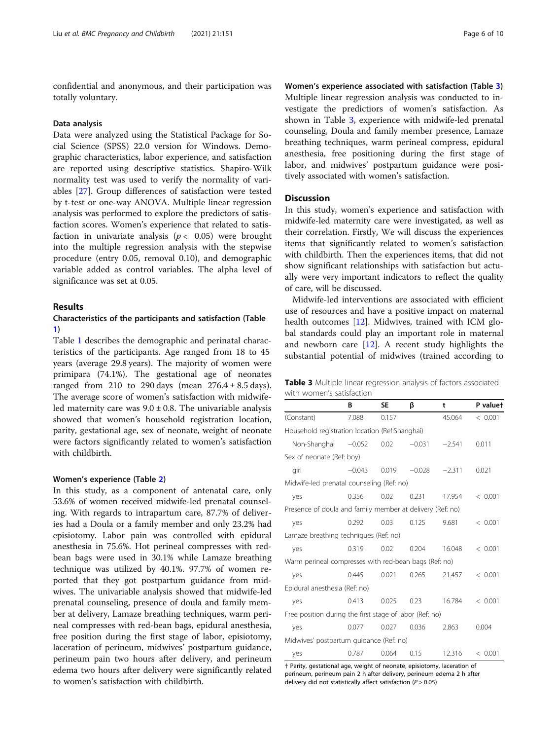confidential and anonymous, and their participation was totally voluntary.

### Data analysis

Data were analyzed using the Statistical Package for Social Science (SPSS) 22.0 version for Windows. Demographic characteristics, labor experience, and satisfaction are reported using descriptive statistics. Shapiro-Wilk normality test was used to verify the normality of variables [27]. Group differences of satisfaction were tested by t-test or one-way ANOVA. Multiple linear regression analysis was performed to explore the predictors of satisfaction scores. Women's experience that related to satisfaction in univariate analysis ($p < 0.05$) were brought into the multiple regression analysis with the stepwise procedure (entry 0.05, removal 0.10), and demographic variable added as control variables. The alpha level of significance was set at 0.05.

## Results

### Characteristics of the participants and satisfaction (Table 1)

Table 1 describes the demographic and perinatal characteristics of the participants. Age ranged from 18 to 45 years (average 29.8 years). The majority of women were primipara (74.1%). The gestational age of neonates ranged from 210 to 290 days (mean $276.4 \pm 8.5$ days). The average score of women's satisfaction with midwife-led maternity care was $9.0 \pm 0.8$. The univariable analysis showed that women's household registration location, parity, gestational age, sex of neonate, weight of neonate were factors significantly related to women's satisfaction with childbirth.

### Women's experience (Table 2)

In this study, as a component of antenatal care, only 53.6% of women received midwife-led prenatal counseling. With regards to intrapartum care, 87.7% of deliveries had a Doula or a family member and only 23.2% had episiotomy. Labor pain was controlled with epidural anesthesia in 75.6%. Hot perineal compresses with red-bean bags were used in 30.1% while Lamaze breathing technique was utilized by 40.1%. 97.7% of women reported that they got postpartum guidance from midwives. The univariable analysis showed that midwife-led prenatal counseling, presence of doula and family member at delivery, Lamaze breathing techniques, warm perineal compresses with red-bean bags, epidural anesthesia, free position during the first stage of labor, episiotomy, laceration of perineum, midwives' postpartum guidance, perineum pain two hours after delivery, and perineum edema two hours after delivery were significantly related to women's satisfaction with childbirth.

### Women's experience associated with satisfaction (Table 3)

Multiple linear regression analysis was conducted to investigate the predictors of women's satisfaction. As shown in Table 3, experience with midwife-led prenatal counseling, Doula and family member presence, Lamaze breathing techniques, warm perineal compress, epidural anesthesia, free positioning during the first stage of labor, and midwives' postpartum guidance were positively associated with women's satisfaction.

## Discussion

In this study, women's experience and satisfaction with midwife-led maternity care were investigated, as well as their correlation. Firstly, We will discuss the experiences items that significantly related to women's satisfaction with childbirth. Then the experiences items, that did not show significant relationships with satisfaction but actually were very important indicators to reflect the quality of care, will be discussed.

Midwife-led interventions are associated with efficient use of resources and have a positive impact on maternal health outcomes [12]. Midwives, trained with ICM global standards could play an important role in maternal and newborn care [12]. A recent study highlights the substantial potential of midwives (trained according to

**Table 3** Multiple linear regression analysis of factors associated with women's satisfaction

| | B | SE | β | t | P value† |
|---|---|---|---|---|---|
| (Constant) | 7.088 | 0.157 | | 45.064 | < 0.001 |
| Household registration location (Ref:Shanghai) | | | | | |
| Non-Shanghai | −0.052 | 0.02 | −0.031 | −2.541 | 0.011 |
| Sex of neonate (Ref: boy) | | | | | |
| girl | −0.043 | 0.019 | −0.028 | −2.311 | 0.021 |
| Midwife-led prenatal counseling (Ref: no) | | | | | |
| yes | 0.356 | 0.02 | 0.231 | 17.954 | < 0.001 |
| Presence of doula and family member at delivery (Ref: no) | | | | | |
| yes | 0.292 | 0.03 | 0.125 | 9.681 | < 0.001 |
| Lamaze breathing techniques (Ref: no) | | | | | |
| yes | 0.319 | 0.02 | 0.204 | 16.048 | < 0.001 |
| Warm perineal compresses with red-bean bags (Ref: no) | | | | | |
| yes | 0.445 | 0.021 | 0.265 | 21.457 | < 0.001 |
| Epidural anesthesia (Ref: no) | | | | | |
| yes | 0.413 | 0.025 | 0.23 | 16.784 | < 0.001 |
| Free position during the first stage of labor (Ref: no) | | | | | |
| yes | 0.077 | 0.027 | 0.036 | 2.863 | 0.004 |
| Midwives' postpartum guidance (Ref: no) | | | | | |
| yes | 0.787 | 0.064 | 0.15 | 12.316 | < 0.001 |

† Parity, gestational age, weight of neonate, episiotomy, laceration of perineum, perineum pain 2 h after delivery, perineum edema 2 h after delivery did not statistically affect satisfaction ($P > 0.05$)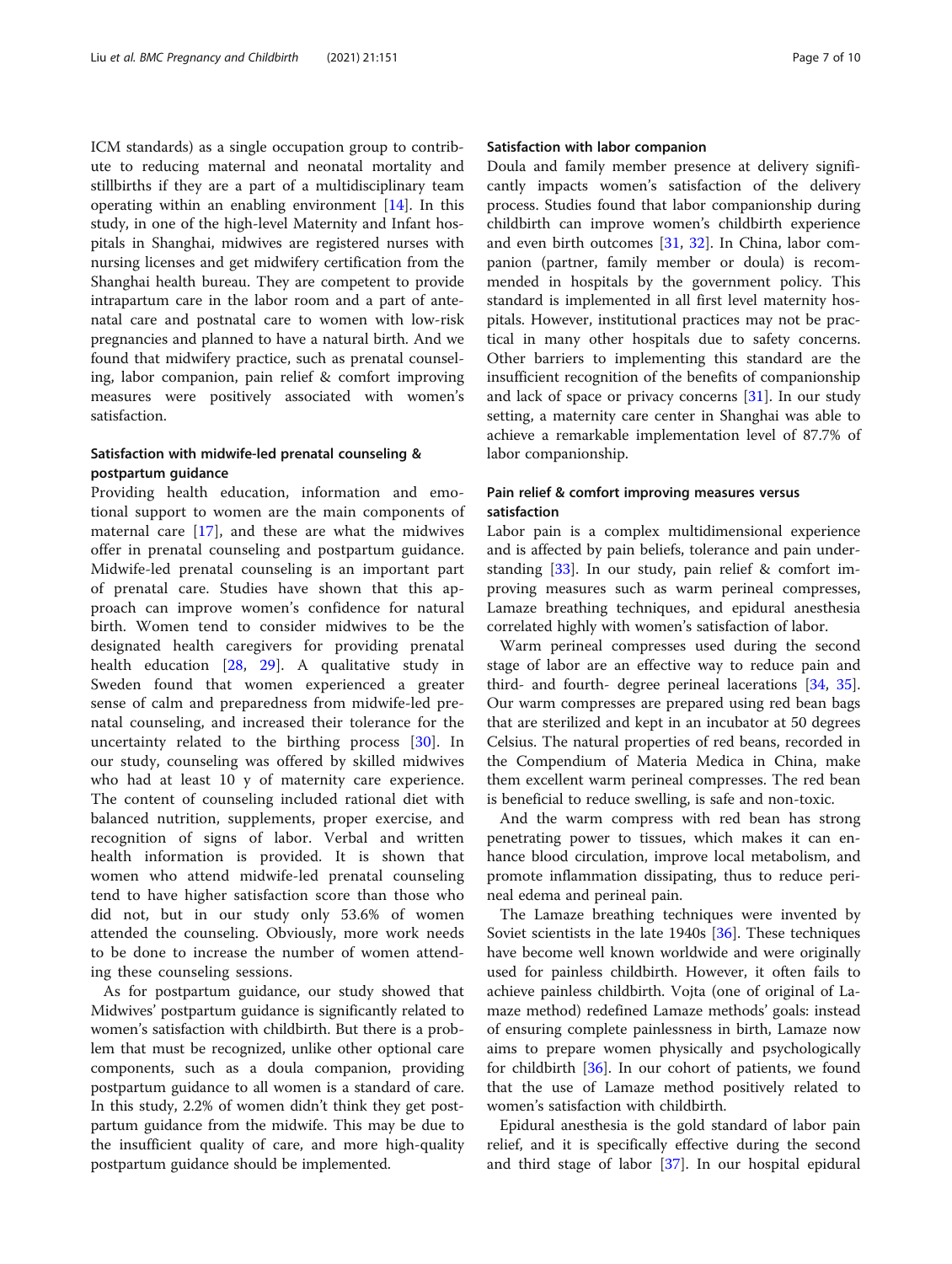ICM standards) as a single occupation group to contribute to reducing maternal and neonatal mortality and stillbirths if they are a part of a multidisciplinary team operating within an enabling environment [14]. In this study, in one of the high-level Maternity and Infant hospitals in Shanghai, midwives are registered nurses with nursing licenses and get midwifery certification from the Shanghai health bureau. They are competent to provide intrapartum care in the labor room and a part of antenatal care and postnatal care to women with low-risk pregnancies and planned to have a natural birth. And we found that midwifery practice, such as prenatal counseling, labor companion, pain relief & comfort improving measures were positively associated with women's satisfaction.

### Satisfaction with midwife-led prenatal counseling & postpartum guidance

Providing health education, information and emotional support to women are the main components of maternal care [17], and these are what the midwives offer in prenatal counseling and postpartum guidance. Midwife-led prenatal counseling is an important part of prenatal care. Studies have shown that this approach can improve women's confidence for natural birth. Women tend to consider midwives to be the designated health caregivers for providing prenatal health education [28, 29]. A qualitative study in Sweden found that women experienced a greater sense of calm and preparedness from midwife-led prenatal counseling, and increased their tolerance for the uncertainty related to the birthing process [30]. In our study, counseling was offered by skilled midwives who had at least 10 y of maternity care experience. The content of counseling included rational diet with balanced nutrition, supplements, proper exercise, and recognition of signs of labor. Verbal and written health information is provided. It is shown that women who attend midwife-led prenatal counseling tend to have higher satisfaction score than those who did not, but in our study only 53.6% of women attended the counseling. Obviously, more work needs to be done to increase the number of women attending these counseling sessions.

As for postpartum guidance, our study showed that Midwives' postpartum guidance is significantly related to women's satisfaction with childbirth. But there is a problem that must be recognized, unlike other optional care components, such as a doula companion, providing postpartum guidance to all women is a standard of care. In this study, 2.2% of women didn't think they get postpartum guidance from the midwife. This may be due to the insufficient quality of care, and more high-quality postpartum guidance should be implemented.

### Satisfaction with labor companion

Doula and family member presence at delivery significantly impacts women's satisfaction of the delivery process. Studies found that labor companionship during childbirth can improve women's childbirth experience and even birth outcomes [31, 32]. In China, labor companion (partner, family member or doula) is recommended in hospitals by the government policy. This standard is implemented in all first level maternity hospitals. However, institutional practices may not be practical in many other hospitals due to safety concerns. Other barriers to implementing this standard are the insufficient recognition of the benefits of companionship and lack of space or privacy concerns [31]. In our study setting, a maternity care center in Shanghai was able to achieve a remarkable implementation level of 87.7% of labor companionship.

### Pain relief & comfort improving measures versus satisfaction

Labor pain is a complex multidimensional experience and is affected by pain beliefs, tolerance and pain understanding [33]. In our study, pain relief & comfort improving measures such as warm perineal compresses, Lamaze breathing techniques, and epidural anesthesia correlated highly with women's satisfaction of labor.

Warm perineal compresses used during the second stage of labor are an effective way to reduce pain and third- and fourth- degree perineal lacerations [34, 35]. Our warm compresses are prepared using red bean bags that are sterilized and kept in an incubator at 50 degrees Celsius. The natural properties of red beans, recorded in the Compendium of Materia Medica in China, make them excellent warm perineal compresses. The red bean is beneficial to reduce swelling, is safe and non-toxic.

And the warm compress with red bean has strong penetrating power to tissues, which makes it can enhance blood circulation, improve local metabolism, and promote inflammation dissipating, thus to reduce perineal edema and perineal pain.

The Lamaze breathing techniques were invented by Soviet scientists in the late 1940s [36]. These techniques have become well known worldwide and were originally used for painless childbirth. However, it often fails to achieve painless childbirth. Vojta (one of original of Lamaze method) redefined Lamaze methods' goals: instead of ensuring complete painlessness in birth, Lamaze now aims to prepare women physically and psychologically for childbirth [36]. In our cohort of patients, we found that the use of Lamaze method positively related to women's satisfaction with childbirth.

Epidural anesthesia is the gold standard of labor pain relief, and it is specifically effective during the second and third stage of labor [37]. In our hospital epidural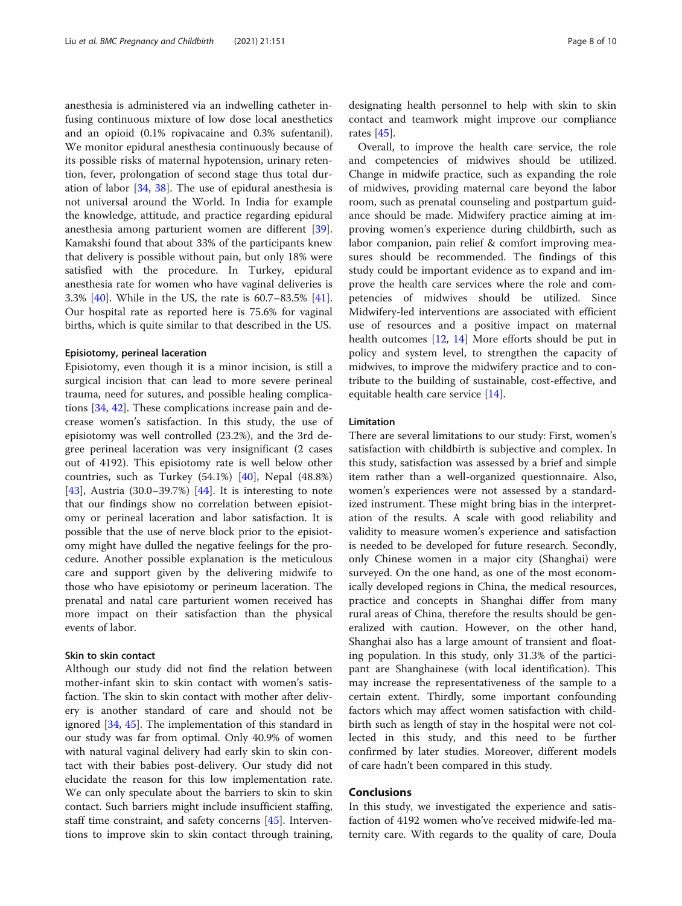anesthesia is administered via an indwelling catheter infusing continuous mixture of low dose local anesthetics and an opioid (0.1% ropivacaine and 0.3% sufentanil). We monitor epidural anesthesia continuously because of its possible risks of maternal hypotension, urinary retention, fever, prolongation of second stage thus total duration of labor [34, 38]. The use of epidural anesthesia is not universal around the World. In India for example the knowledge, attitude, and practice regarding epidural anesthesia among parturient women are different [39]. Kamakshi found that about 33% of the participants knew that delivery is possible without pain, but only 18% were satisfied with the procedure. In Turkey, epidural anesthesia rate for women who have vaginal deliveries is 3.3% [40]. While in the US, the rate is 60.7–83.5% [41]. Our hospital rate as reported here is 75.6% for vaginal births, which is quite similar to that described in the US.

### Episiotomy, perineal laceration

Episiotomy, even though it is a minor incision, is still a surgical incision that can lead to more severe perineal trauma, need for sutures, and possible healing complications [34, 42]. These complications increase pain and decrease women's satisfaction. In this study, the use of episiotomy was well controlled (23.2%), and the 3rd degree perineal laceration was very insignificant (2 cases out of 4192). This episiotomy rate is well below other countries, such as Turkey (54.1%) [40], Nepal (48.8%) [43], Austria (30.0–39.7%) [44]. It is interesting to note that our findings show no correlation between episiotomy or perineal laceration and labor satisfaction. It is possible that the use of nerve block prior to the episiotomy might have dulled the negative feelings for the procedure. Another possible explanation is the meticulous care and support given by the delivering midwife to those who have episiotomy or perineum laceration. The prenatal and natal care parturient women received has more impact on their satisfaction than the physical events of labor.

### Skin to skin contact

Although our study did not find the relation between mother-infant skin to skin contact with women's satisfaction. The skin to skin contact with mother after delivery is another standard of care and should not be ignored [34, 45]. The implementation of this standard in our study was far from optimal. Only 40.9% of women with natural vaginal delivery had early skin to skin contact with their babies post-delivery. Our study did not elucidate the reason for this low implementation rate. We can only speculate about the barriers to skin to skin contact. Such barriers might include insufficient staffing, staff time constraint, and safety concerns [45]. Interventions to improve skin to skin contact through training, designating health personnel to help with skin to skin contact and teamwork might improve our compliance rates [45].

Overall, to improve the health care service, the role and competencies of midwives should be utilized. Change in midwife practice, such as expanding the role of midwives, providing maternal care beyond the labor room, such as prenatal counseling and postpartum guidance should be made. Midwifery practice aiming at improving women's experience during childbirth, such as labor companion, pain relief & comfort improving measures should be recommended. The findings of this study could be important evidence as to expand and improve the health care services where the role and competencies of midwives should be utilized. Since Midwifery-led interventions are associated with efficient use of resources and a positive impact on maternal health outcomes [12, 14] More efforts should be put in policy and system level, to strengthen the capacity of midwives, to improve the midwifery practice and to contribute to the building of sustainable, cost-effective, and equitable health care service [14].

### Limitation

There are several limitations to our study: First, women's satisfaction with childbirth is subjective and complex. In this study, satisfaction was assessed by a brief and simple item rather than a well-organized questionnaire. Also, women's experiences were not assessed by a standardized instrument. These might bring bias in the interpretation of the results. A scale with good reliability and validity to measure women's experience and satisfaction is needed to be developed for future research. Secondly, only Chinese women in a major city (Shanghai) were surveyed. On the one hand, as one of the most economically developed regions in China, the medical resources, practice and concepts in Shanghai differ from many rural areas of China, therefore the results should be generalized with caution. However, on the other hand, Shanghai also has a large amount of transient and floating population. In this study, only 31.3% of the participant are Shanghainese (with local identification). This may increase the representativeness of the sample to a certain extent. Thirdly, some important confounding factors which may affect women satisfaction with childbirth such as length of stay in the hospital were not collected in this study, and this need to be further confirmed by later studies. Moreover, different models of care hadn't been compared in this study.

## Conclusions

In this study, we investigated the experience and satisfaction of 4192 women who've received midwife-led maternity care. With regards to the quality of care, Doula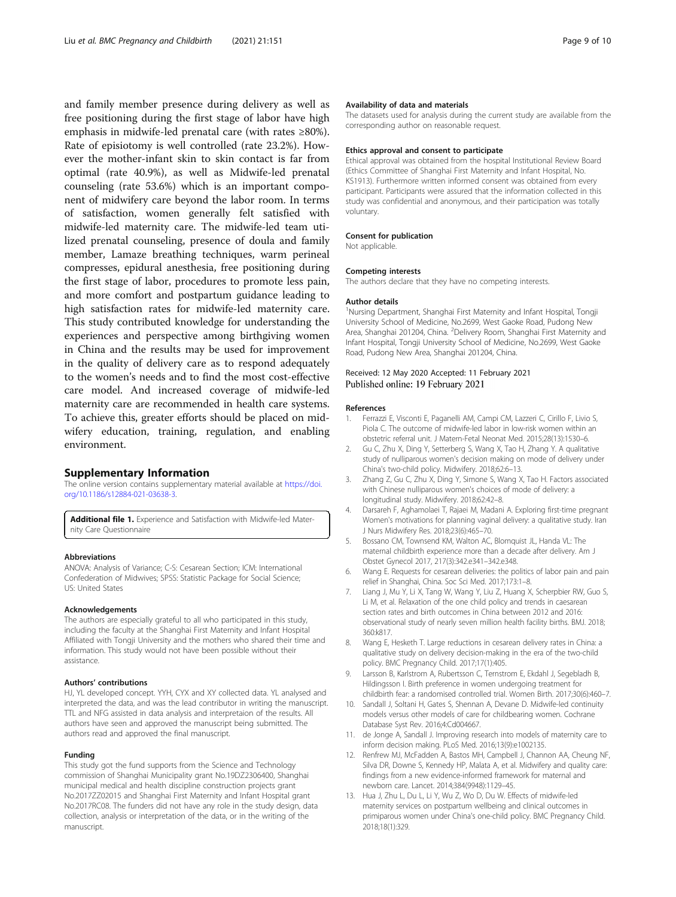and family member presence during delivery as well as free positioning during the first stage of labor have high emphasis in midwife-led prenatal care (with rates ≥80%). Rate of episiotomy is well controlled (rate 23.2%). However the mother-infant skin to skin contact is far from optimal (rate 40.9%), as well as Midwife-led prenatal counseling (rate 53.6%) which is an important component of midwifery care beyond the labor room. In terms of satisfaction, women generally felt satisfied with midwife-led maternity care. The midwife-led team utilized prenatal counseling, presence of doula and family member, Lamaze breathing techniques, warm perineal compresses, epidural anesthesia, free positioning during the first stage of labor, procedures to promote less pain, and more comfort and postpartum guidance leading to high satisfaction rates for midwife-led maternity care. This study contributed knowledge for understanding the experiences and perspective among birthgiving women in China and the results may be used for improvement in the quality of delivery care as to respond adequately to the women's needs and to find the most cost-effective care model. And increased coverage of midwife-led maternity care are recommended in health care systems. To achieve this, greater efforts should be placed on midwifery education, training, regulation, and enabling environment.

## Supplementary Information

The online version contains supplementary material available at https://doi.org/10.1186/s12884-021-03638-3.

**Additional file 1.** Experience and Satisfaction with Midwife-led Maternity Care Questionnaire

### Abbreviations

ANOVA: Analysis of Variance; C-S: Cesarean Section; ICM: International Confederation of Midwives; SPSS: Statistic Package for Social Science; US: United States

### Acknowledgements

The authors are especially grateful to all who participated in this study, including the faculty at the Shanghai First Maternity and Infant Hospital Affiliated with Tongji University and the mothers who shared their time and information. This study would not have been possible without their assistance.

### Authors' contributions

HJ, YL developed concept. YYH, CYX and XY collected data. YL analysed and interpreted the data, and was the lead contributor in writing the manuscript. TTL and NFG assisted in data analysis and interpretaion of the results. All authors have seen and approved the manuscript being submitted. The authors read and approved the final manuscript.

### Funding

This study got the fund supports from the Science and Technology commission of Shanghai Municipality grant No.19DZ2306400, Shanghai municipal medical and health discipline construction projects grant No.2017ZZ02015 and Shanghai First Maternity and Infant Hospital grant No.2017RC08. The funders did not have any role in the study design, data collection, analysis or interpretation of the data, or in the writing of the manuscript.

### Availability of data and materials

The datasets used for analysis during the current study are available from the corresponding author on reasonable request.

### Ethics approval and consent to participate

Ethical approval was obtained from the hospital Institutional Review Board (Ethics Committee of Shanghai First Maternity and Infant Hospital, No. KS1913). Furthermore written informed consent was obtained from every participant. Participants were assured that the information collected in this study was confidential and anonymous, and their participation was totally voluntary.

### Consent for publication

Not applicable.

### Competing interests

The authors declare that they have no competing interests.

### Author details

[1]Nursing Department, Shanghai First Maternity and Infant Hospital, Tongji University School of Medicine, No.2699, West Gaoke Road, Pudong New Area, Shanghai 201204, China. [2]Delivery Room, Shanghai First Maternity and Infant Hospital, Tongji University School of Medicine, No.2699, West Gaoke Road, Pudong New Area, Shanghai 201204, China.

Received: 12 May 2020 Accepted: 11 February 2021
Published online: 19 February 2021

### References

1. Ferrazzi E, Visconti E, Paganelli AM, Campi CM, Lazzeri C, Cirillo F, Livio S, Piola C. The outcome of midwife-led labor in low-risk women within an obstetric referral unit. J Matern-Fetal Neonat Med. 2015;28(13):1530–6.
2. Gu C, Zhu X, Ding Y, Setterberg S, Wang X, Tao H, Zhang Y. A qualitative study of nulliparous women's decision making on mode of delivery under China's two-child policy. Midwifery. 2018;62:6–13.
3. Zhang Z, Gu C, Zhu X, Ding Y, Simone S, Wang X, Tao H. Factors associated with Chinese nulliparous women's choices of mode of delivery: a longitudinal study. Midwifery. 2018;62:42–8.
4. Darsareh F, Aghamolaei T, Rajaei M, Madani A. Exploring first-time pregnant Women's motivations for planning vaginal delivery: a qualitative study. Iran J Nurs Midwifery Res. 2018;23(6):465–70.
5. Bossano CM, Townsend KM, Walton AC, Blomquist JL, Handa VL: The maternal childbirth experience more than a decade after delivery. Am J Obstet Gynecol 2017, 217(3):342.e341–342.e348.
6. Wang E. Requests for cesarean deliveries: the politics of labor pain and pain relief in Shanghai, China. Soc Sci Med. 2017;173:1–8.
7. Liang J, Mu Y, Li X, Tang W, Wang Y, Liu Z, Huang X, Scherpbier RW, Guo S, Li M, et al. Relaxation of the one child policy and trends in caesarean section rates and birth outcomes in China between 2012 and 2016: observational study of nearly seven million health facility births. BMJ. 2018; 360:k817.
8. Wang E, Hesketh T. Large reductions in cesarean delivery rates in China: a qualitative study on delivery decision-making in the era of the two-child policy. BMC Pregnancy Child. 2017;17(1):405.
9. Larsson B, Karlstrom A, Rubertsson C, Ternstrom E, Ekdahl J, Segebladh B, Hildingsson I. Birth preference in women undergoing treatment for childbirth fear: a randomised controlled trial. Women Birth. 2017;30(6):460–7.
10. Sandall J, Soltani H, Gates S, Shennan A, Devane D. Midwife-led continuity models versus other models of care for childbearing women. Cochrane Database Syst Rev. 2016;4:Cd004667.
11. de Jonge A, Sandall J. Improving research into models of maternity care to inform decision making. PLoS Med. 2016;13(9):e1002135.
12. Renfrew MJ, McFadden A, Bastos MH, Campbell J, Channon AA, Cheung NF, Silva DR, Downe S, Kennedy HP, Malata A, et al. Midwifery and quality care: findings from a new evidence-informed framework for maternal and newborn care. Lancet. 2014;384(9948):1129–45.
13. Hua J, Zhu L, Du L, Li Y, Wu Z, Wo D, Du W. Effects of midwife-led maternity services on postpartum wellbeing and clinical outcomes in primiparous women under China's one-child policy. BMC Pregnancy Child. 2018;18(1):329.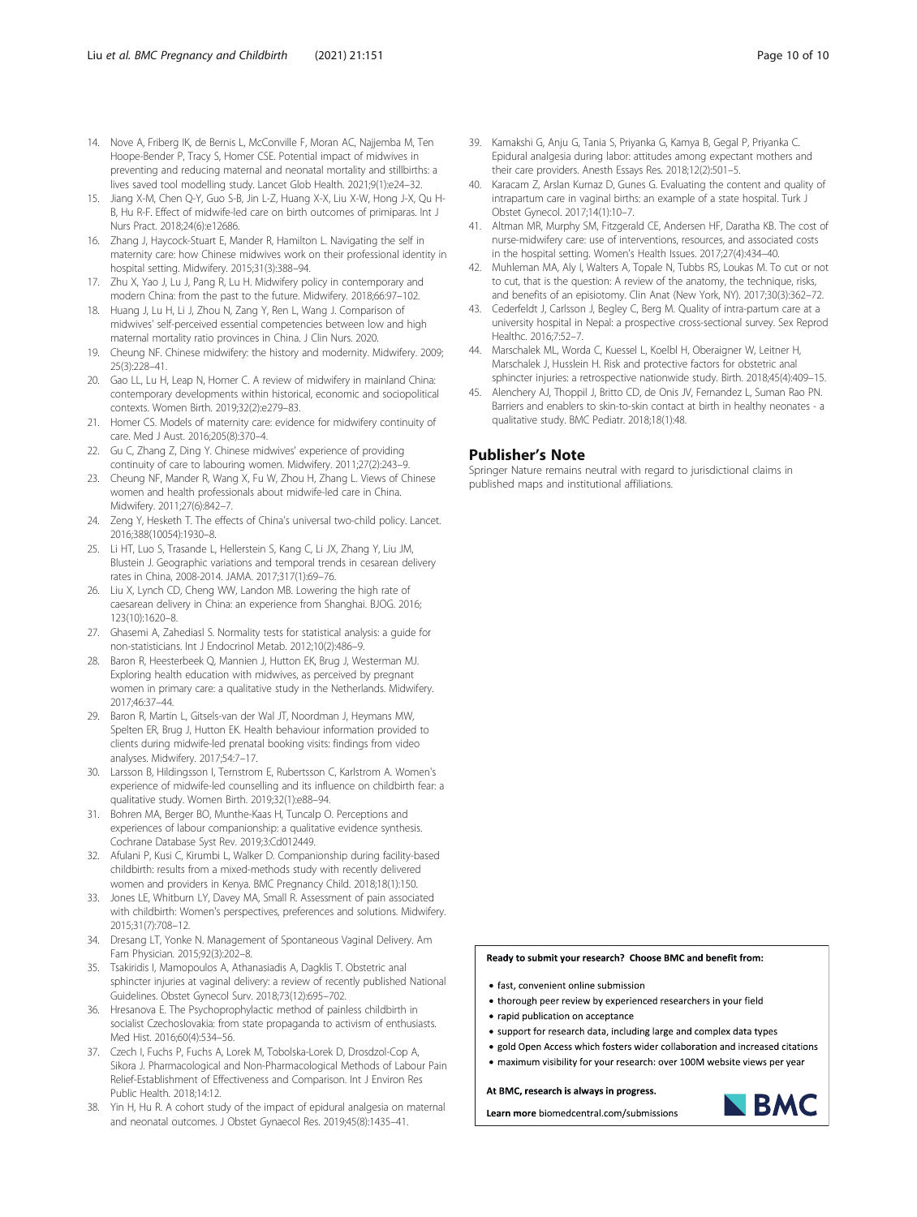14. Nove A, Friberg IK, de Bernis L, McConville F, Moran AC, Najjemba M, Ten Hoope-Bender P, Tracy S, Homer CSE. Potential impact of midwives in preventing and reducing maternal and neonatal mortality and stillbirths: a lives saved tool modelling study. Lancet Glob Health. 2021;9(1):e24–32.
15. Jiang X-M, Chen Q-Y, Guo S-B, Jin L-Z, Huang X-X, Liu X-W, Hong J-X, Qu H-B, Hu R-F. Effect of midwife-led care on birth outcomes of primiparas. Int J Nurs Pract. 2018;24(6):e12686.
16. Zhang J, Haycock-Stuart E, Mander R, Hamilton L. Navigating the self in maternity care: how Chinese midwives work on their professional identity in hospital setting. Midwifery. 2015;31(3):388–94.
17. Zhu X, Yao J, Lu J, Pang R, Lu H. Midwifery policy in contemporary and modern China: from the past to the future. Midwifery. 2018;66:97–102.
18. Huang J, Lu H, Li J, Zhou N, Zang Y, Ren L, Wang J. Comparison of midwives' self-perceived essential competencies between low and high maternal mortality ratio provinces in China. J Clin Nurs. 2020.
19. Cheung NF. Chinese midwifery: the history and modernity. Midwifery. 2009; 25(3):228–41.
20. Gao LL, Lu H, Leap N, Homer C. A review of midwifery in mainland China: contemporary developments within historical, economic and sociopolitical contexts. Women Birth. 2019;32(2):e279–83.
21. Homer CS. Models of maternity care: evidence for midwifery continuity of care. Med J Aust. 2016;205(8):370–4.
22. Gu C, Zhang Z, Ding Y. Chinese midwives' experience of providing continuity of care to labouring women. Midwifery. 2011;27(2):243–9.
23. Cheung NF, Mander R, Wang X, Fu W, Zhou H, Zhang L. Views of Chinese women and health professionals about midwife-led care in China. Midwifery. 2011;27(6):842–7.
24. Zeng Y, Hesketh T. The effects of China's universal two-child policy. Lancet. 2016;388(10054):1930–8.
25. Li HT, Luo S, Trasande L, Hellerstein S, Kang C, Li JX, Zhang Y, Liu JM, Blustein J. Geographic variations and temporal trends in cesarean delivery rates in China, 2008-2014. JAMA. 2017;317(1):69–76.
26. Liu X, Lynch CD, Cheng WW, Landon MB. Lowering the high rate of caesarean delivery in China: an experience from Shanghai. BJOG. 2016; 123(10):1620–8.
27. Ghasemi A, Zahediasl S. Normality tests for statistical analysis: a guide for non-statisticians. Int J Endocrinol Metab. 2012;10(2):486–9.
28. Baron R, Heesterbeek Q, Mannien J, Hutton EK, Brug J, Westerman MJ. Exploring health education with midwives, as perceived by pregnant women in primary care: a qualitative study in the Netherlands. Midwifery. 2017;46:37–44.
29. Baron R, Martin L, Gitsels-van der Wal JT, Noordman J, Heymans MW, Spelten ER, Brug J, Hutton EK. Health behaviour information provided to clients during midwife-led prenatal booking visits: findings from video analyses. Midwifery. 2017;54:7–17.
30. Larsson B, Hildingsson I, Ternstrom E, Rubertsson C, Karlstrom A. Women's experience of midwife-led counselling and its influence on childbirth fear: a qualitative study. Women Birth. 2019;32(1):e88–94.
31. Bohren MA, Berger BO, Munthe-Kaas H, Tuncalp O. Perceptions and experiences of labour companionship: a qualitative evidence synthesis. Cochrane Database Syst Rev. 2019;3:Cd012449.
32. Afulani P, Kusi C, Kirumbi L, Walker D. Companionship during facility-based childbirth: results from a mixed-methods study with recently delivered women and providers in Kenya. BMC Pregnancy Child. 2018;18(1):150.
33. Jones LE, Whitburn LY, Davey MA, Small R. Assessment of pain associated with childbirth: Women's perspectives, preferences and solutions. Midwifery. 2015;31(7):708–12.
34. Dresang LT, Yonke N. Management of Spontaneous Vaginal Delivery. Am Fam Physician. 2015;92(3):202–8.
35. Tsakiridis I, Mamopoulos A, Athanasiadis A, Dagklis T. Obstetric anal sphincter injuries at vaginal delivery: a review of recently published National Guidelines. Obstet Gynecol Surv. 2018;73(12):695–702.
36. Hresanova E. The Psychoprophylactic method of painless childbirth in socialist Czechoslovakia: from state propaganda to activism of enthusiasts. Med Hist. 2016;60(4):534–56.
37. Czech I, Fuchs P, Fuchs A, Lorek M, Tobolska-Lorek D, Drosdzol-Cop A, Sikora J. Pharmacological and Non-Pharmacological Methods of Labour Pain Relief-Establishment of Effectiveness and Comparison. Int J Environ Res Public Health. 2018;14:12.
38. Yin H, Hu R. A cohort study of the impact of epidural analgesia on maternal and neonatal outcomes. J Obstet Gynaecol Res. 2019;45(8):1435–41.
39. Kamakshi G, Anju G, Tania S, Priyanka G, Kamya B, Gegal P, Priyanka C. Epidural analgesia during labor: attitudes among expectant mothers and their care providers. Anesth Essays Res. 2018;12(2):501–5.
40. Karacam Z, Arslan Kurnaz D, Gunes G. Evaluating the content and quality of intrapartum care in vaginal births: an example of a state hospital. Turk J Obstet Gynecol. 2017;14(1):10–7.
41. Altman MR, Murphy SM, Fitzgerald CE, Andersen HF, Daratha KB. The cost of nurse-midwifery care: use of interventions, resources, and associated costs in the hospital setting. Women's Health Issues. 2017;27(4):434–40.
42. Muhleman MA, Aly I, Walters A, Topale N, Tubbs RS, Loukas M. To cut or not to cut, that is the question: A review of the anatomy, the technique, risks, and benefits of an episiotomy. Clin Anat (New York, NY). 2017;30(3):362–72.
43. Cederfeldt J, Carlsson J, Begley C, Berg M. Quality of intra-partum care at a university hospital in Nepal: a prospective cross-sectional survey. Sex Reprod Healthc. 2016;7:52–7.
44. Marschalek ML, Worda C, Kuessel L, Koelbl H, Oberaigner W, Leitner H, Marschalek J, Husslein H. Risk and protective factors for obstetric anal sphincter injuries: a retrospective nationwide study. Birth. 2018;45(4):409–15.
45. Alenchery AJ, Thoppil J, Britto CD, de Onis JV, Fernandez L, Suman Rao PN. Barriers and enablers to skin-to-skin contact at birth in healthy neonates - a qualitative study. BMC Pediatr. 2018;18(1):48.

## Publisher's Note

Springer Nature remains neutral with regard to jurisdictional claims in published maps and institutional affiliations.

**Ready to submit your research? Choose BMC and benefit from:**

- fast, convenient online submission
- thorough peer review by experienced researchers in your field
- rapid publication on acceptance
- support for research data, including large and complex data types
- gold Open Access which fosters wider collaboration and increased citations
- maximum visibility for your research: over 100M website views per year

**At BMC, research is always in progress.**

**Learn more** biomedcentral.com/submissions

BMC